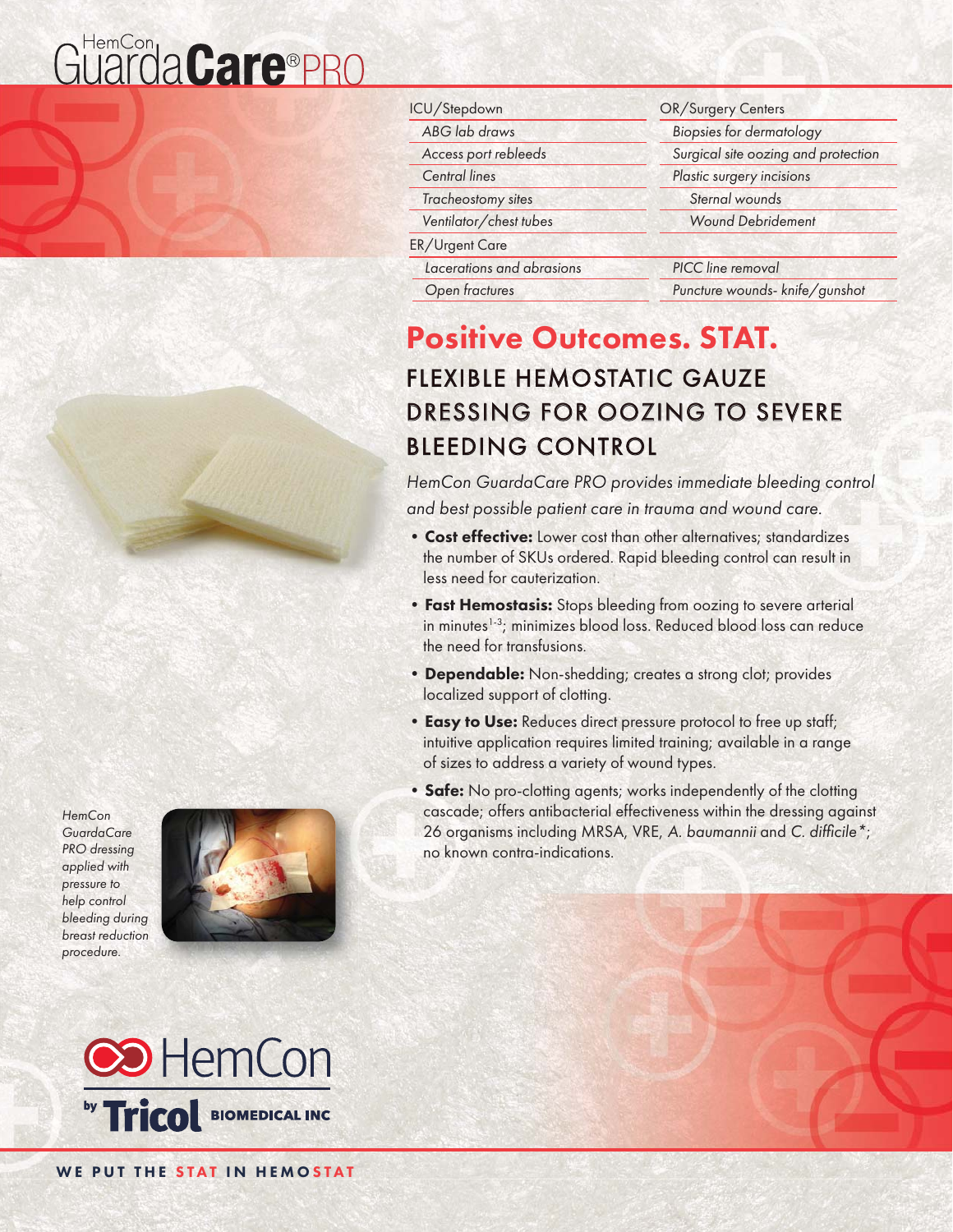# HemCon GuardaCare® PRO

| ICU/Stepdown | OR/Surgery Centers |
| --- | --- |
| *ABG lab draws* | *Biopsies for dermatology* |
| *Access port rebleeds* | *Surgical site oozing and protection* |
| *Central lines* | *Plastic surgery incisions* |
| *Tracheostomy sites* | *Sternal wounds* |
| *Ventilator/chest tubes* | *Wound Debridement* |
| ER/Urgent Care | |
| *Lacerations and abrasions* | *PICC line removal* |
| *Open fractures* | *Puncture wounds- knife/gunshot* |

## Positive Outcomes. STAT.

### FLEXIBLE HEMOSTATIC GAUZE DRESSING FOR OOZING TO SEVERE BLEEDING CONTROL

*HemCon GuardaCare PRO provides immediate bleeding control and best possible patient care in trauma and wound care.*

- **Cost effective:** Lower cost than other alternatives; standardizes the number of SKUs ordered. Rapid bleeding control can result in less need for cauterization.
- **Fast Hemostasis:** Stops bleeding from oozing to severe arterial in minutes[1-3]; minimizes blood loss. Reduced blood loss can reduce the need for transfusions.
- **Dependable:** Non-shedding; creates a strong clot; provides localized support of clotting.
- **Easy to Use:** Reduces direct pressure protocol to free up staff; intuitive application requires limited training; available in a range of sizes to address a variety of wound types.
- **Safe:** No pro-clotting agents; works independently of the clotting cascade; offers antibacterial effectiveness within the dressing against 26 organisms including MRSA, VRE, *A. baumannii* and *C. difficile*\*; no known contra-indications.

*HemCon GuardaCare PRO dressing applied with pressure to help control bleeding during breast reduction procedure.*

HemCon by Tricol BIOMEDICAL INC

WE PUT THE STAT IN HEMOSTAT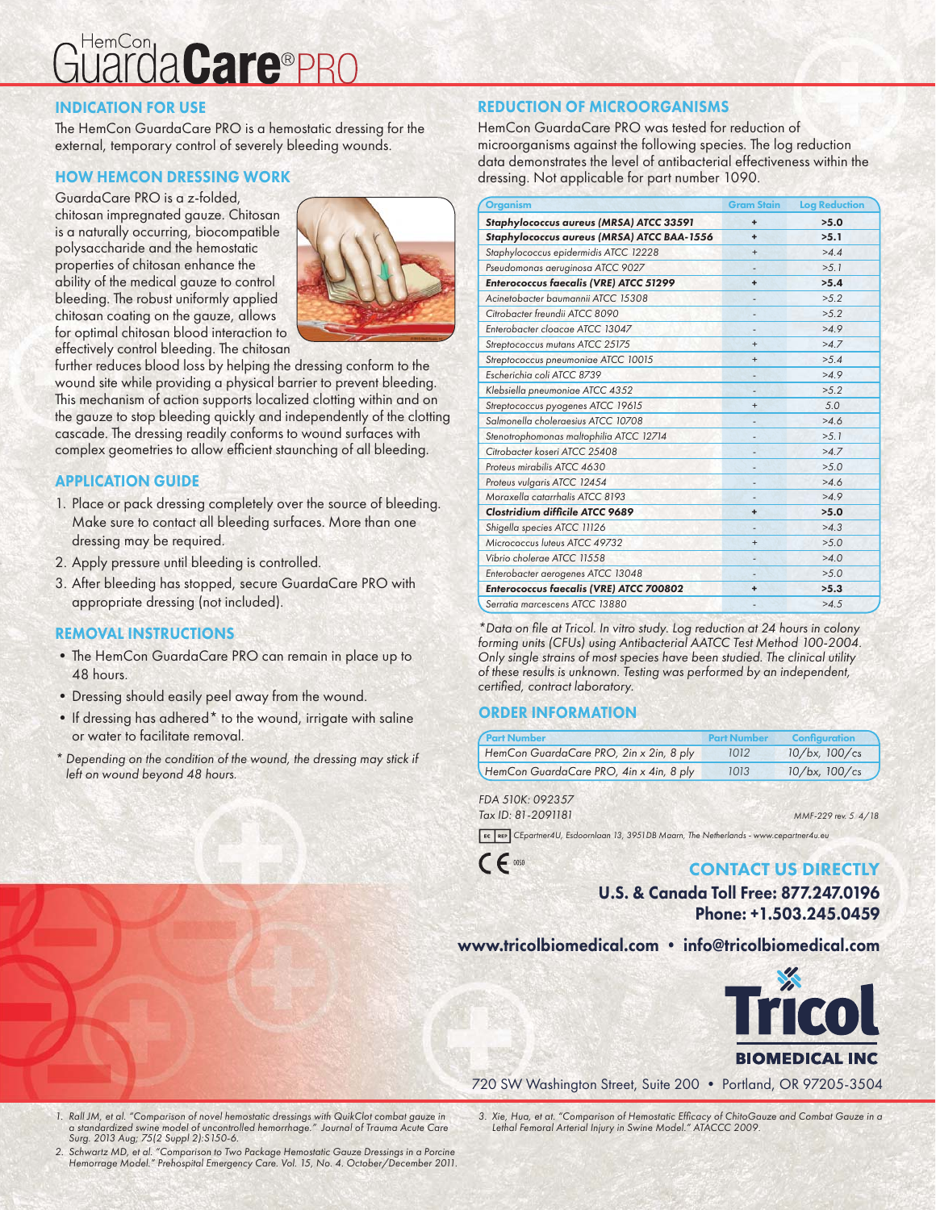# HemCon GuardaCare® PRO

## INDICATION FOR USE

The HemCon GuardaCare PRO is a hemostatic dressing for the external, temporary control of severely bleeding wounds.

## HOW HEMCON DRESSING WORK

GuardaCare PRO is a z-folded, chitosan impregnated gauze. Chitosan is a naturally occurring, biocompatible polysaccharide and the hemostatic properties of chitosan enhance the ability of the medical gauze to control bleeding. The robust uniformly applied chitosan coating on the gauze, allows for optimal chitosan blood interaction to effectively control bleeding. The chitosan further reduces blood loss by helping the dressing conform to the wound site while providing a physical barrier to prevent bleeding. This mechanism of action supports localized clotting within and on the gauze to stop bleeding quickly and independently of the clotting cascade. The dressing readily conforms to wound surfaces with complex geometries to allow efficient staunching of all bleeding.

## APPLICATION GUIDE

1. Place or pack dressing completely over the source of bleeding. Make sure to contact all bleeding surfaces. More than one dressing may be required.
2. Apply pressure until bleeding is controlled.
3. After bleeding has stopped, secure GuardaCare PRO with appropriate dressing (not included).

## REMOVAL INSTRUCTIONS

- The HemCon GuardaCare PRO can remain in place up to 48 hours.
- Dressing should easily peel away from the wound.
- If dressing has adhered* to the wound, irrigate with saline or water to facilitate removal.

*\* Depending on the condition of the wound, the dressing may stick if left on wound beyond 48 hours.*

## REDUCTION OF MICROORGANISMS

HemCon GuardaCare PRO was tested for reduction of microorganisms against the following species. The log reduction data demonstrates the level of antibacterial effectiveness within the dressing. Not applicable for part number 1090.

| Organism | Gram Stain | Log Reduction |
|---|---|---|
| **Staphylococcus aureus (MRSA) ATCC 33591** | **+** | **>5.0** |
| **Staphylococcus aureus (MRSA) ATCC BAA-1556** | **+** | **>5.1** |
| *Staphylococcus epidermidis ATCC 12228* | + | >4.4 |
| *Pseudomonas aeruginosa ATCC 9027* | - | >5.1 |
| **Enterococcus faecalis (VRE) ATCC 51299** | **+** | **>5.4** |
| *Acinetobacter baumannii ATCC 15308* | - | >5.2 |
| *Citrobacter freundii ATCC 8090* | - | >5.2 |
| *Enterobacter cloacae ATCC 13047* | - | >4.9 |
| *Streptococcus mutans ATCC 25175* | + | >4.7 |
| *Streptococcus pneumoniae ATCC 10015* | + | >5.4 |
| *Escherichia coli ATCC 8739* | - | >4.9 |
| *Klebsiella pneumoniae ATCC 4352* | - | >5.2 |
| *Streptococcus pyogenes ATCC 19615* | + | 5.0 |
| *Salmonella choleraesius ATCC 10708* | - | >4.6 |
| *Stenotrophomonas maltophilia ATCC 12714* | - | >5.1 |
| *Citrobacter koseri ATCC 25408* | - | >4.7 |
| *Proteus mirabilis ATCC 4630* | - | >5.0 |
| *Proteus vulgaris ATCC 12454* | - | >4.6 |
| *Moraxella catarrhalis ATCC 8193* | - | >4.9 |
| **Clostridium difficile ATCC 9689** | **+** | **>5.0** |
| *Shigella species ATCC 11126* | - | >4.3 |
| *Micrococcus luteus ATCC 49732* | + | >5.0 |
| *Vibrio cholerae ATCC 11558* | - | >4.0 |
| *Enterobacter aerogenes ATCC 13048* | - | >5.0 |
| **Enterococcus faecalis (VRE) ATCC 700802** | **+** | **>5.3** |
| *Serratia marcescens ATCC 13880* | - | >4.5 |

*\*Data on file at Tricol. In vitro study. Log reduction at 24 hours in colony forming units (CFUs) using Antibacterial AATCC Test Method 100-2004. Only single strains of most species have been studied. The clinical utility of these results is unknown. Testing was performed by an independent, certified, contract laboratory.*

## ORDER INFORMATION

| Part Number | Part Number | Configuration |
|---|---|---|
| HemCon GuardaCare PRO, 2in x 2in, 8 ply | 1012 | 10/bx, 100/cs |
| HemCon GuardaCare PRO, 4in x 4in, 8 ply | 1013 | 10/bx, 100/cs |

FDA 510K: 092357
Tax ID: 81-2091181

MMF-229 rev. 5 4/18

EC REP CEpartner4U, Esdoornlaan 13, 3951DB Maarn, The Netherlands - www.cepartner4u.eu

CE 0050

## CONTACT US DIRECTLY

**U.S. & Canada Toll Free: 877.247.0196**
**Phone: +1.503.245.0459**

**www.tricolbiomedical.com • info@tricolbiomedical.com**

**Tricol BIOMEDICAL INC**

720 SW Washington Street, Suite 200 • Portland, OR 97205-3504

1. *Rall JM, et al. "Comparison of novel hemostatic dressings with QuikClot combat gauze in a standardized swine model of uncontrolled hemorrhage." Journal of Trauma Acute Care Surg. 2013 Aug; 75(2 Suppl 2):S150-6.*
2. *Schwartz MD, et al. "Comparison to Two Package Hemostatic Gauze Dressings in a Porcine Hemorrage Model." Prehospital Emergency Care. Vol. 15, No. 4. October/December 2011.*
3. *Xie, Hua, et at. "Comparison of Hemostatic Efficacy of ChitoGauze and Combat Gauze in a Lethal Femoral Arterial Injury in Swine Model." ATACCC 2009.*